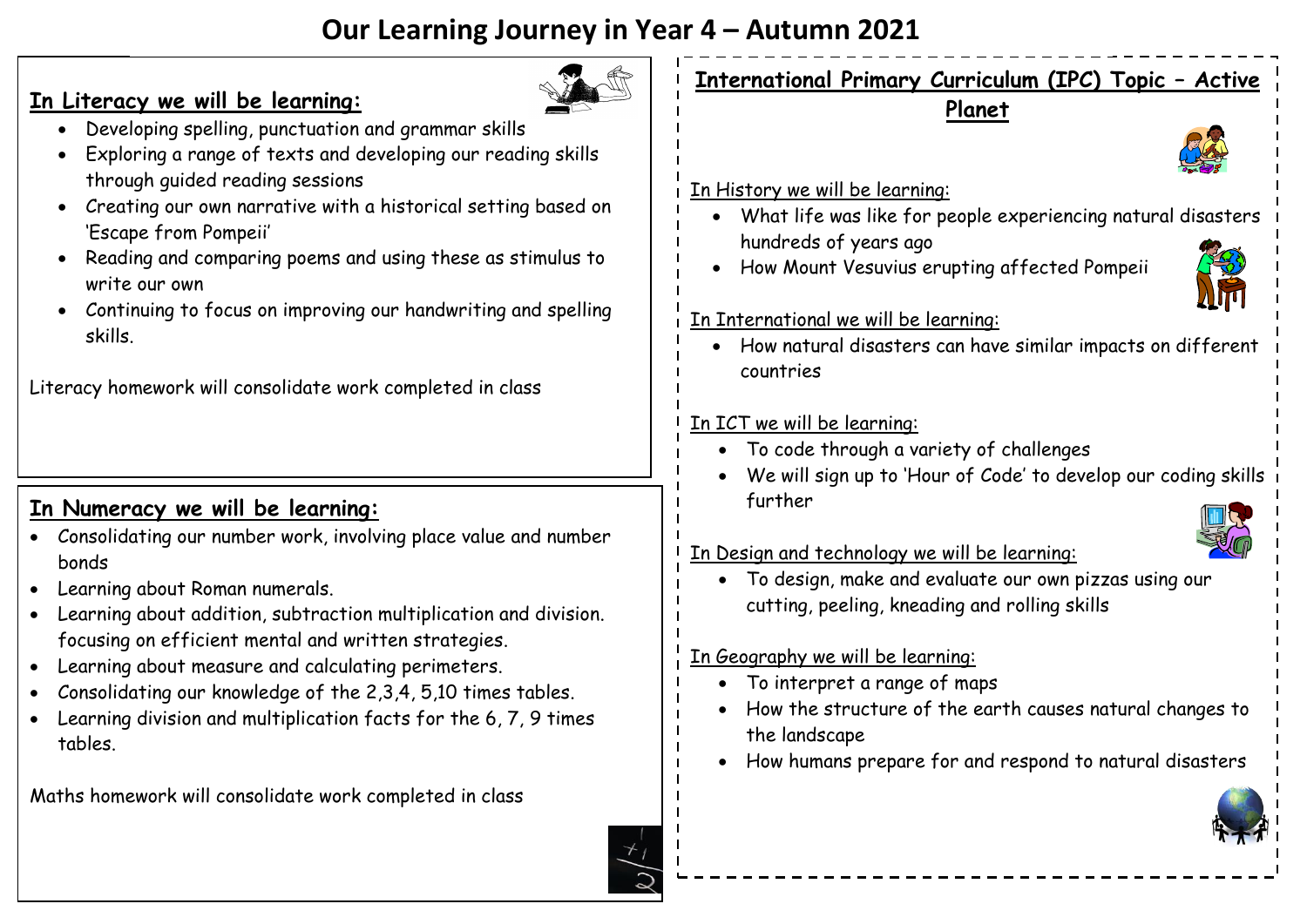# Our Learning Journey in Year 4 – Autumn 2021

## In Literacy we will be learning:

- Developing spelling, punctuation and grammar skills
- Exploring a range of texts and developing our reading skills through guided reading sessions
- Creating our own narrative with a historical setting based on 'Escape from Pompeii'
- Reading and comparing poems and using these as stimulus to write our own
- Continuing to focus on improving our handwriting and spelling skills.

Literacy homework will consolidate work completed in class

## In Numeracy we will be learning:

- Consolidating our number work, involving place value and number bonds
- Learning about Roman numerals.
- Learning about addition, subtraction multiplication and division. focusing on efficient mental and written strategies.
- Learning about measure and calculating perimeters.
- Consolidating our knowledge of the 2,3,4, 5,10 times tables.
- Learning division and multiplication facts for the 6, 7, 9 times tables.

Maths homework will consolidate work completed in class

## International Primary Curriculum (IPC) Topic – Active Planet

In History we will be learning:

- What life was like for people experiencing natural disasters hundreds of years ago
- How Mount Vesuvius erupting affected Pompeii

In International we will be learning:

- How natural disasters can have similar impacts on different countries

In ICT we will be learning:

- To code through a variety of challenges
- We will sign up to 'Hour of Code' to develop our coding skills further

In Design and technology we will be learning:

- To design, make and evaluate our own pizzas using our cutting, peeling, kneading and rolling skills

In Geography we will be learning:

- To interpret a range of maps
- How the structure of the earth causes natural changes to the landscape
- How humans prepare for and respond to natural disasters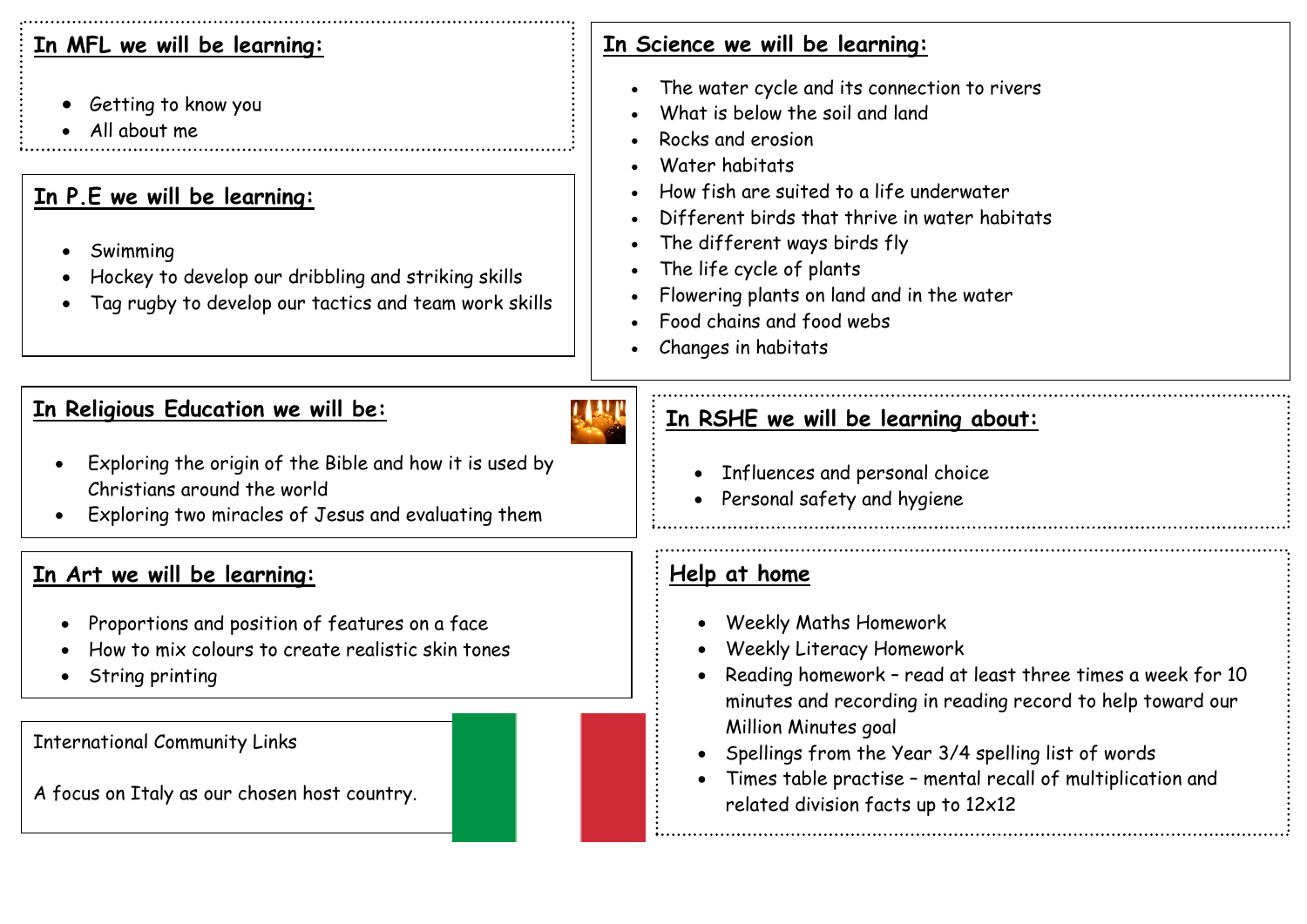## In MFL we will be learning:

- Getting to know you
- All about me

## In P.E we will be learning:

- Swimming
- Hockey to develop our dribbling and striking skills
- Tag rugby to develop our tactics and team work skills

## In Science we will be learning:

- The water cycle and its connection to rivers
- What is below the soil and land
- Rocks and erosion
- Water habitats
- How fish are suited to a life underwater
- Different birds that thrive in water habitats
- The different ways birds fly
- The life cycle of plants
- Flowering plants on land and in the water
- Food chains and food webs
- Changes in habitats

## In Religious Education we will be:

- Exploring the origin of the Bible and how it is used by Christians around the world
- Exploring two miracles of Jesus and evaluating them

## In RSHE we will be learning about:

- Influences and personal choice
- Personal safety and hygiene

## In Art we will be learning:

- Proportions and position of features on a face
- How to mix colours to create realistic skin tones
- String printing

## Help at home

- Weekly Maths Homework
- Weekly Literacy Homework
- Reading homework – read at least three times a week for 10 minutes and recording in reading record to help toward our Million Minutes goal
- Spellings from the Year 3/4 spelling list of words
- Times table practise – mental recall of multiplication and related division facts up to 12x12

International Community Links

A focus on Italy as our chosen host country.